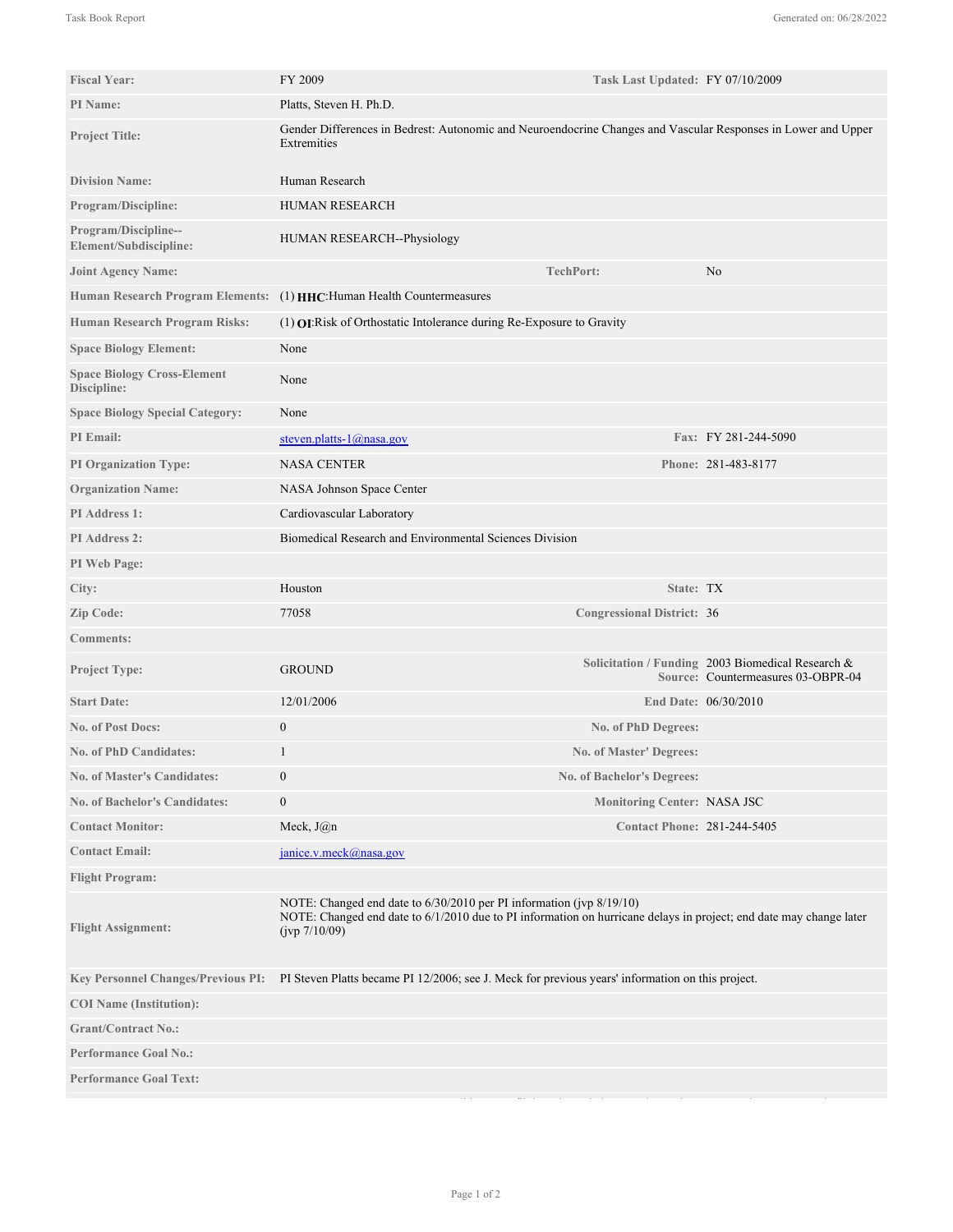| | | | |
|---|---|---|---|
| **Fiscal Year:** | FY 2009 | **Task Last Updated:** | FY 07/10/2009 |
| **PI Name:** | Platts, Steven H. Ph.D. | | |
| **Project Title:** | Gender Differences in Bedrest: Autonomic and Neuroendocrine Changes and Vascular Responses in Lower and Upper Extremities | | |
| **Division Name:** | Human Research | | |
| **Program/Discipline:** | HUMAN RESEARCH | | |
| **Program/Discipline--Element/Subdiscipline:** | HUMAN RESEARCH--Physiology | | |
| **Joint Agency Name:** | | **TechPort:** | No |
| **Human Research Program Elements:** | (1) **HHC**:Human Health Countermeasures | | |
| **Human Research Program Risks:** | (1) **OI**:Risk of Orthostatic Intolerance during Re-Exposure to Gravity | | |
| **Space Biology Element:** | None | | |
| **Space Biology Cross-Element Discipline:** | None | | |
| **Space Biology Special Category:** | None | | |
| **PI Email:** | steven.platts-1@nasa.gov | **Fax:** | FY 281-244-5090 |
| **PI Organization Type:** | NASA CENTER | **Phone:** | 281-483-8177 |
| **Organization Name:** | NASA Johnson Space Center | | |
| **PI Address 1:** | Cardiovascular Laboratory | | |
| **PI Address 2:** | Biomedical Research and Environmental Sciences Division | | |
| **PI Web Page:** | | | |
| **City:** | Houston | **State:** | TX |
| **Zip Code:** | 77058 | **Congressional District:** | 36 |
| **Comments:** | | | |
| **Project Type:** | GROUND | **Solicitation / Funding Source:** | 2003 Biomedical Research & Countermeasures 03-OBPR-04 |
| **Start Date:** | 12/01/2006 | **End Date:** | 06/30/2010 |
| **No. of Post Docs:** | 0 | **No. of PhD Degrees:** | |
| **No. of PhD Candidates:** | 1 | **No. of Master' Degrees:** | |
| **No. of Master's Candidates:** | 0 | **No. of Bachelor's Degrees:** | |
| **No. of Bachelor's Candidates:** | 0 | **Monitoring Center:** | NASA JSC |
| **Contact Monitor:** | Meck, J@n | **Contact Phone:** | 281-244-5405 |
| **Contact Email:** | janice.v.meck@nasa.gov | | |
| **Flight Program:** | | | |
| **Flight Assignment:** | NOTE: Changed end date to 6/30/2010 per PI information (jvp 8/19/10)<br>NOTE: Changed end date to 6/1/2010 due to PI information on hurricane delays in project; end date may change later (jvp 7/10/09) | | |
| **Key Personnel Changes/Previous PI:** | PI Steven Platts became PI 12/2006; see J. Meck for previous years' information on this project. | | |
| **COI Name (Institution):** | | | |
| **Grant/Contract No.:** | | | |
| **Performance Goal No.:** | | | |
| **Performance Goal Text:** | | | |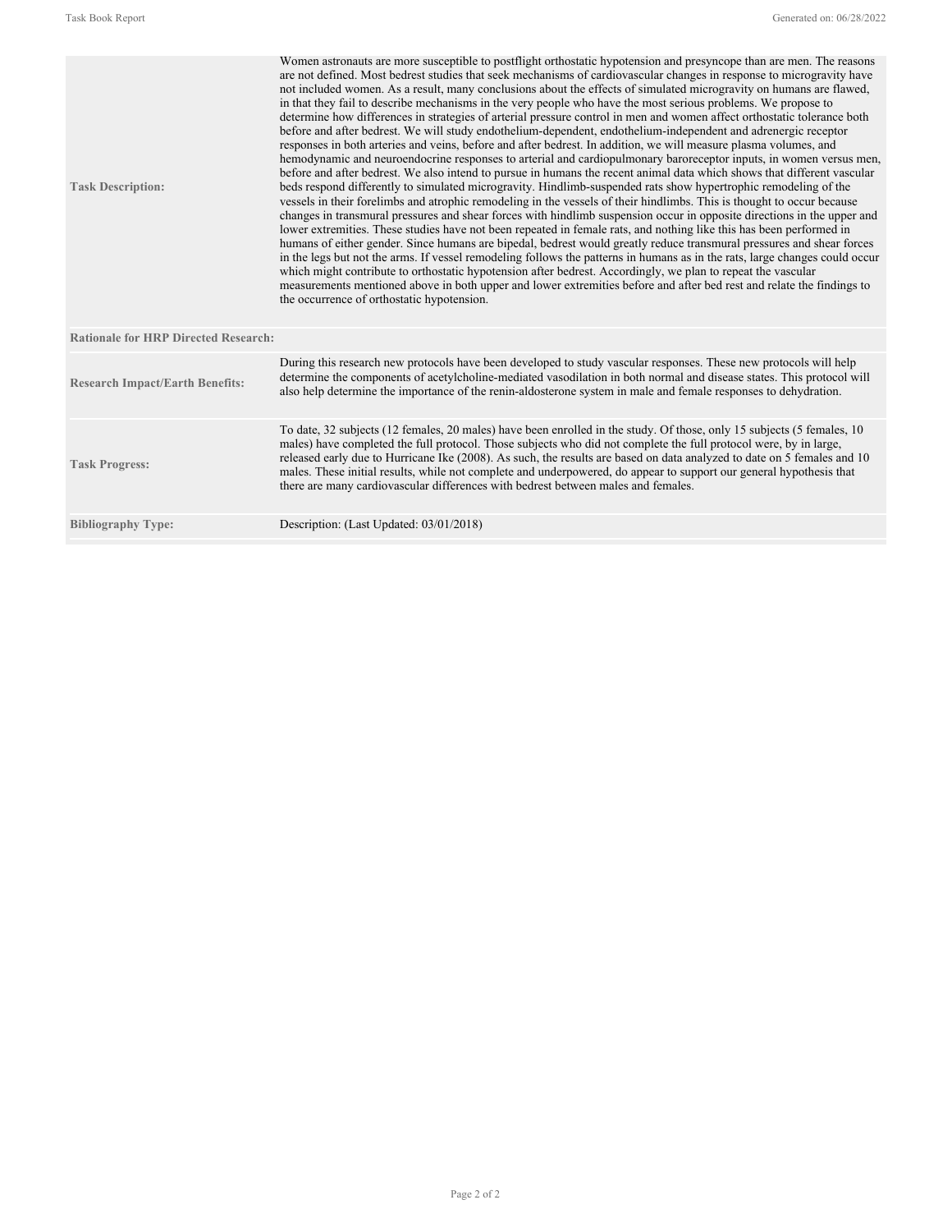| | |
|---|---|
| **Task Description:** | Women astronauts are more susceptible to postflight orthostatic hypotension and presyncope than are men. The reasons are not defined. Most bedrest studies that seek mechanisms of cardiovascular changes in response to microgravity have not included women. As a result, many conclusions about the effects of simulated microgravity on humans are flawed, in that they fail to describe mechanisms in the very people who have the most serious problems. We propose to determine how differences in strategies of arterial pressure control in men and women affect orthostatic tolerance both before and after bedrest. We will study endothelium-dependent, endothelium-independent and adrenergic receptor responses in both arteries and veins, before and after bedrest. In addition, we will measure plasma volumes, and hemodynamic and neuroendocrine responses to arterial and cardiopulmonary baroreceptor inputs, in women versus men, before and after bedrest. We also intend to pursue in humans the recent animal data which shows that different vascular beds respond differently to simulated microgravity. Hindlimb-suspended rats show hypertrophic remodeling of the vessels in their forelimbs and atrophic remodeling in the vessels of their hindlimbs. This is thought to occur because changes in transmural pressures and shear forces with hindlimb suspension occur in opposite directions in the upper and lower extremities. These studies have not been repeated in female rats, and nothing like this has been performed in humans of either gender. Since humans are bipedal, bedrest would greatly reduce transmural pressures and shear forces in the legs but not the arms. If vessel remodeling follows the patterns in humans as in the rats, large changes could occur which might contribute to orthostatic hypotension after bedrest. Accordingly, we plan to repeat the vascular measurements mentioned above in both upper and lower extremities before and after bed rest and relate the findings to the occurrence of orthostatic hypotension. |
| **Rationale for HRP Directed Research:** | |
| **Research Impact/Earth Benefits:** | During this research new protocols have been developed to study vascular responses. These new protocols will help determine the components of acetylcholine-mediated vasodilation in both normal and disease states. This protocol will also help determine the importance of the renin-aldosterone system in male and female responses to dehydration. |
| **Task Progress:** | To date, 32 subjects (12 females, 20 males) have been enrolled in the study. Of those, only 15 subjects (5 females, 10 males) have completed the full protocol. Those subjects who did not complete the full protocol were, by in large, released early due to Hurricane Ike (2008). As such, the results are based on data analyzed to date on 5 females and 10 males. These initial results, while not complete and underpowered, do appear to support our general hypothesis that there are many cardiovascular differences with bedrest between males and females. |
| **Bibliography Type:** | Description: (Last Updated: 03/01/2018) |